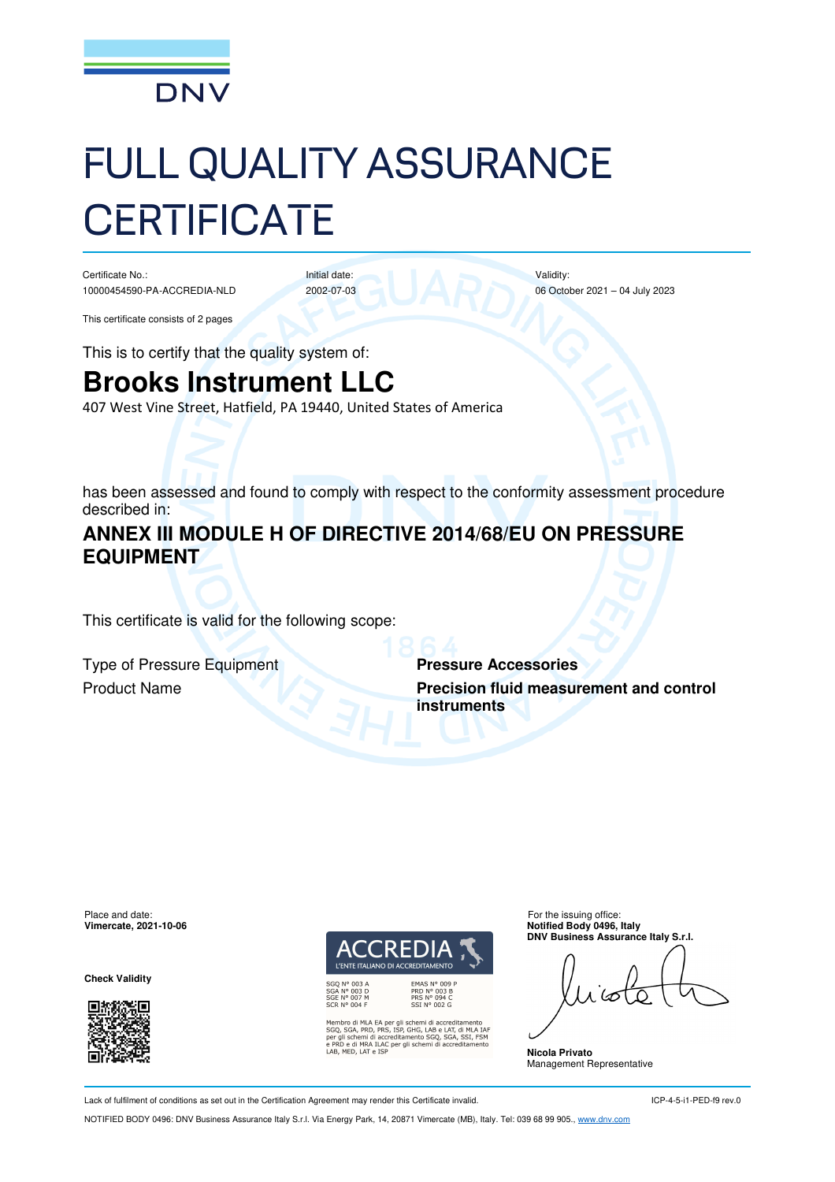DNV

# FULL QUALITY ASSURANCE CERTIFICATE

| Certificate No.: | Initial date: | Validity: |
|---|---|---|
| 10000454590-PA-ACCREDIA-NLD | 2002-07-03 | 06 October 2021 – 04 July 2023 |

This certificate consists of 2 pages

This is to certify that the quality system of:

## Brooks Instrument LLC

407 West Vine Street, Hatfield, PA 19440, United States of America

has been assessed and found to comply with respect to the conformity assessment procedure described in:

### ANNEX III MODULE H OF DIRECTIVE 2014/68/EU ON PRESSURE EQUIPMENT

This certificate is valid for the following scope:

| | |
|---|---|
| Type of Pressure Equipment | **Pressure Accessories** |
| Product Name | **Precision fluid measurement and control instruments** |

Place and date:
**Vimercate, 2021-10-06**

**Check Validity**

ACCREDIA
L'ENTE ITALIANO DI ACCREDITAMENTO

SGQ N° 003 A
SGA N° 003 D
SGE N° 007 M
SCR N° 004 F

EMAS N° 009 P
PRD N° 003 B
PRS N° 094 C
SSI N° 002 G

Membro di MLA EA per gli schemi di accreditamento SGQ, SGA, PRD, PRS, ISP, GHG, LAB e LAT, di MLA IAF per gli schemi di accreditamento SGQ, SGA, SSI, FSM e PRD e di MRA ILAC per gli schemi di accreditamento LAB, MED, LAT e ISP

For the issuing office:
**Notified Body 0496, Italy**
**DNV Business Assurance Italy S.r.l.**

**Nicola Privato**
Management Representative

Lack of fulfilment of conditions as set out in the Certification Agreement may render this Certificate invalid.

ICP-4-5-i1-PED-f9 rev.0

NOTIFIED BODY 0496: DNV Business Assurance Italy S.r.l. Via Energy Park, 14, 20871 Vimercate (MB), Italy. Tel: 039 68 99 905., www.dnv.com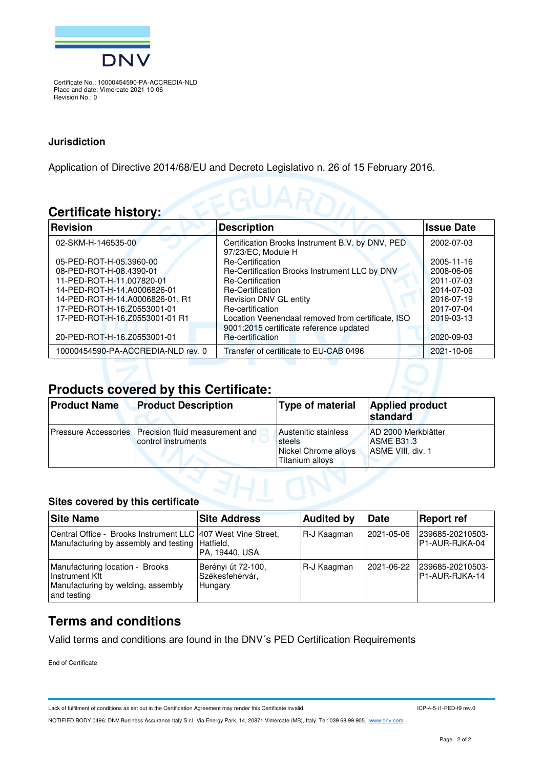Certificate No.: 10000454590-PA-ACCREDIA-NLD
Place and date: Vimercate 2021-10-06
Revision No.: 0

## Jurisdiction

Application of Directive 2014/68/EU and Decreto Legislativo n. 26 of 15 February 2016.

## Certificate history:

| Revision | Description | Issue Date |
|---|---|---|
| 02-SKM-H-146535-00 | Certification Brooks Instrument B.V. by DNV, PED 97/23/EC, Module H | 2002-07-03 |
| 05-PED-ROT-H-05.3960-00 | Re-Certification | 2005-11-16 |
| 08-PED-ROT-H-08.4390-01 | Re-Certification Brooks Instrument LLC by DNV | 2008-06-06 |
| 11-PED-ROT-H-11.007820-01 | Re-Certification | 2011-07-03 |
| 14-PED-ROT-H-14.A0006826-01 | Re-Certification | 2014-07-03 |
| 14-PED-ROT-H-14.A0006826-01, R1 | Revision DNV GL entity | 2016-07-19 |
| 17-PED-ROT-H-16.Z0553001-01 | Re-certification | 2017-07-04 |
| 17-PED-ROT-H-16.Z0553001-01 R1 | Location Veenendaal removed from certificate, ISO 9001:2015 certificate reference updated | 2019-03-13 |
| 20-PED-ROT-H-16.Z0553001-01 | Re-certification | 2020-09-03 |
| 10000454590-PA-ACCREDIA-NLD rev. 0 | Transfer of certificate to EU-CAB 0496 | 2021-10-06 |

## Products covered by this Certificate:

| Product Name | Product Description | Type of material | Applied product standard |
|---|---|---|---|
| Pressure Accessories | Precision fluid measurement and control instruments | Austenitic stainless steels<br>Nickel Chrome alloys<br>Titanium alloys | AD 2000 Merkblätter<br>ASME B31.3<br>ASME VIII, div. 1 |

### Sites covered by this certificate

| Site Name | Site Address | Audited by | Date | Report ref |
|---|---|---|---|---|
| Central Office - Brooks Instrument LLC Manufacturing by assembly and testing | 407 West Vine Street, Hatfield, PA, 19440, USA | R-J Kaagman | 2021-05-06 | 239685-20210503-P1-AUR-RJKA-04 |
| Manufacturing location - Brooks Instrument Kft Manufacturing by welding, assembly and testing | Berényi út 72-100, Székesfehérvár, Hungary | R-J Kaagman | 2021-06-22 | 239685-20210503-P1-AUR-RJKA-14 |

## Terms and conditions

Valid terms and conditions are found in the DNV´s PED Certification Requirements

End of Certificate

Lack of fulfilment of conditions as set out in the Certification Agreement may render this Certificate invalid.

ICP-4-5-i1-PED-f9 rev.0

NOTIFIED BODY 0496: DNV Business Assurance Italy S.r.l. Via Energy Park, 14, 20871 Vimercate (MB), Italy. Tel: 039 68 99 905., www.dnv.com